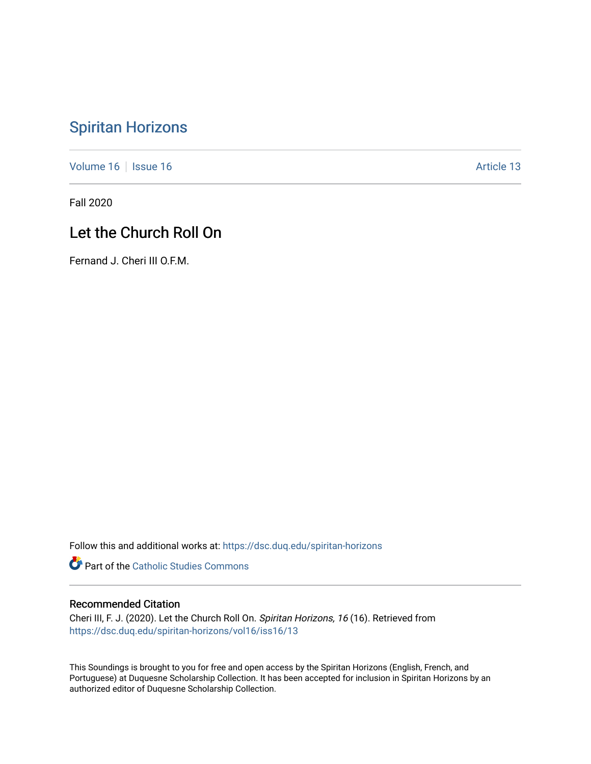# Spiritan Horizons

Volume 16 | Issue 16 Article 13

Fall 2020

## Let the Church Roll On

Fernand J. Cheri III O.F.M.

Follow this and additional works at: https://dsc.duq.edu/spiritan-horizons

Part of the Catholic Studies Commons

### Recommended Citation

Cheri III, F. J. (2020). Let the Church Roll On. *Spiritan Horizons, 16* (16). Retrieved from https://dsc.duq.edu/spiritan-horizons/vol16/iss16/13

This Soundings is brought to you for free and open access by the Spiritan Horizons (English, French, and Portuguese) at Duquesne Scholarship Collection. It has been accepted for inclusion in Spiritan Horizons by an authorized editor of Duquesne Scholarship Collection.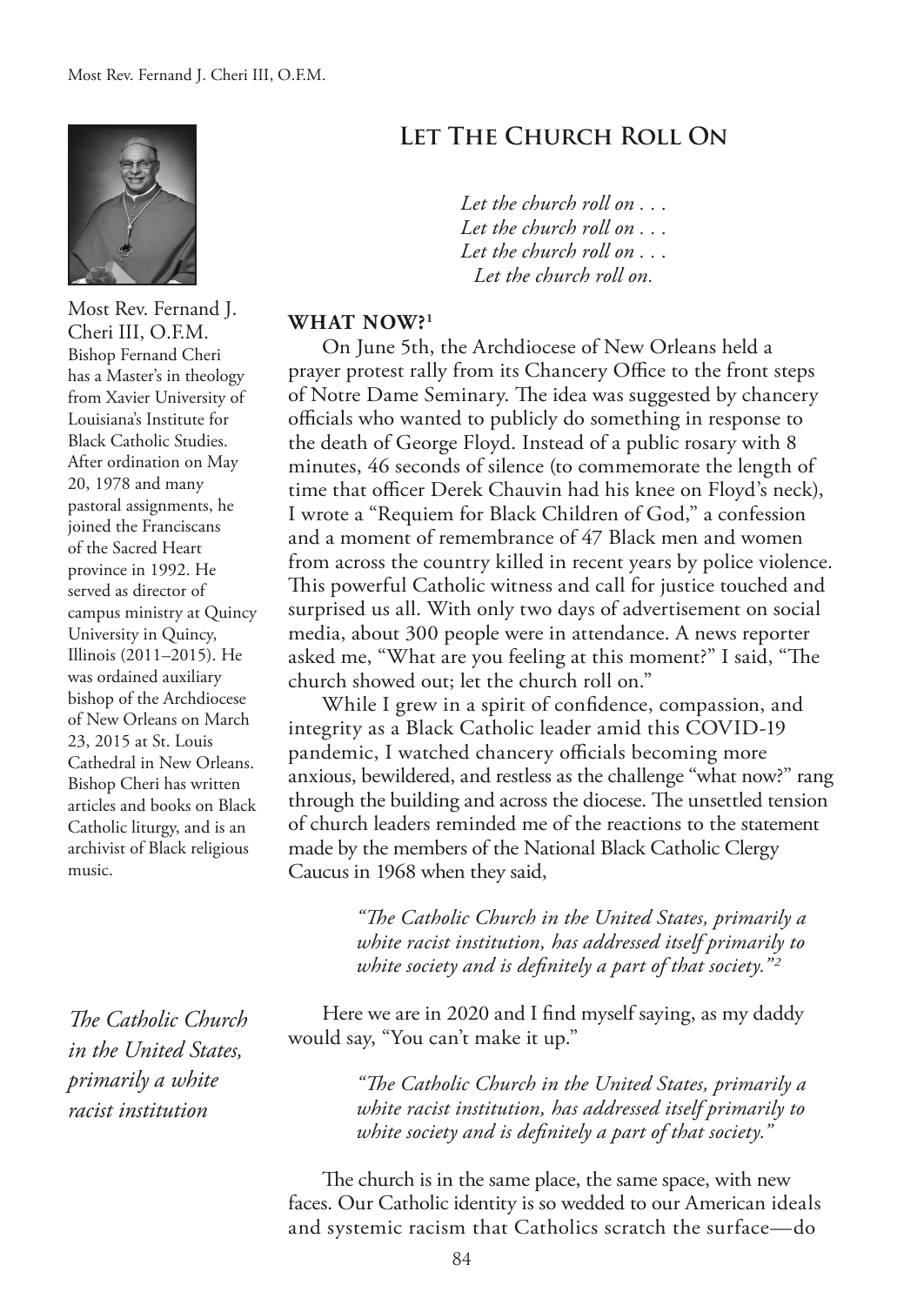# Let The Church Roll On

*Let the church roll on . . .*
*Let the church roll on . . .*
*Let the church roll on . . .*
*Let the church roll on.*

Most Rev. Fernand J. Cheri III, O.F.M.
Bishop Fernand Cheri has a Master's in theology from Xavier University of Louisiana's Institute for Black Catholic Studies. After ordination on May 20, 1978 and many pastoral assignments, he joined the Franciscans of the Sacred Heart province in 1992. He served as director of campus ministry at Quincy University in Quincy, Illinois (2011–2015). He was ordained auxiliary bishop of the Archdiocese of New Orleans on March 23, 2015 at St. Louis Cathedral in New Orleans. Bishop Cheri has written articles and books on Black Catholic liturgy, and is an archivist of Black religious music.

## WHAT NOW?[1]

On June 5th, the Archdiocese of New Orleans held a prayer protest rally from its Chancery Office to the front steps of Notre Dame Seminary. The idea was suggested by chancery officials who wanted to publicly do something in response to the death of George Floyd. Instead of a public rosary with 8 minutes, 46 seconds of silence (to commemorate the length of time that officer Derek Chauvin had his knee on Floyd's neck), I wrote a "Requiem for Black Children of God," a confession and a moment of remembrance of 47 Black men and women from across the country killed in recent years by police violence. This powerful Catholic witness and call for justice touched and surprised us all. With only two days of advertisement on social media, about 300 people were in attendance. A news reporter asked me, "What are you feeling at this moment?" I said, "The church showed out; let the church roll on."

While I grew in a spirit of confidence, compassion, and integrity as a Black Catholic leader amid this COVID-19 pandemic, I watched chancery officials becoming more anxious, bewildered, and restless as the challenge "what now?" rang through the building and across the diocese. The unsettled tension of church leaders reminded me of the reactions to the statement made by the members of the National Black Catholic Clergy Caucus in 1968 when they said,

> *"The Catholic Church in the United States, primarily a white racist institution, has addressed itself primarily to white society and is definitely a part of that society."*[2]

*The Catholic Church in the United States, primarily a white racist institution*

Here we are in 2020 and I find myself saying, as my daddy would say, "You can't make it up."

> *"The Catholic Church in the United States, primarily a white racist institution, has addressed itself primarily to white society and is definitely a part of that society."*

The church is in the same place, the same space, with new faces. Our Catholic identity is so wedded to our American ideals and systemic racism that Catholics scratch the surface—do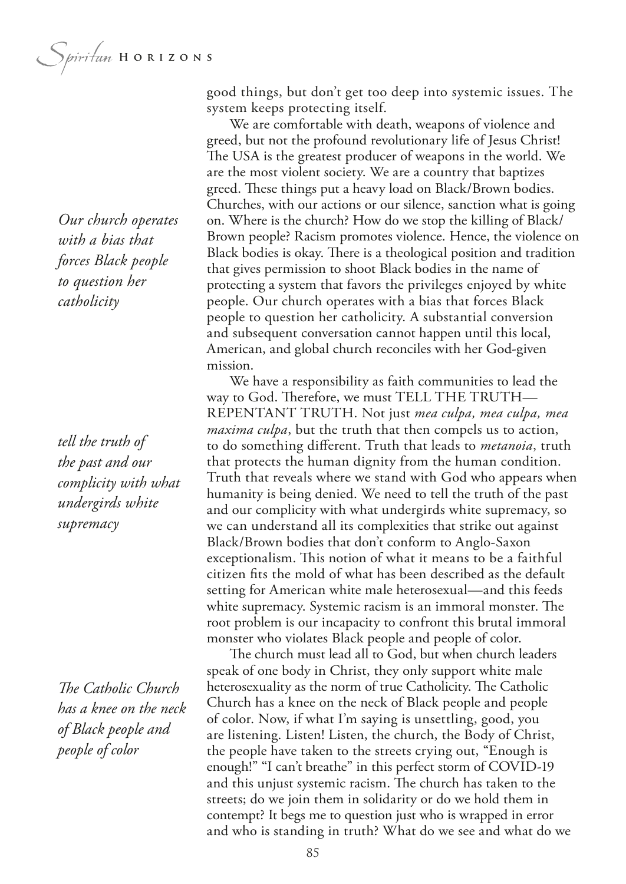good things, but don't get too deep into systemic issues. The system keeps protecting itself.

We are comfortable with death, weapons of violence and greed, but not the profound revolutionary life of Jesus Christ! The USA is the greatest producer of weapons in the world. We are the most violent society. We are a country that baptizes greed. These things put a heavy load on Black/Brown bodies. Churches, with our actions or our silence, sanction what is going on. Where is the church? How do we stop the killing of Black/Brown people? Racism promotes violence. Hence, the violence on Black bodies is okay. There is a theological position and tradition that gives permission to shoot Black bodies in the name of protecting a system that favors the privileges enjoyed by white people. Our church operates with a bias that forces Black people to question her catholicity. A substantial conversion and subsequent conversation cannot happen until this local, American, and global church reconciles with her God-given mission.

*Our church operates with a bias that forces Black people to question her catholicity*

We have a responsibility as faith communities to lead the way to God. Therefore, we must TELL THE TRUTH—REPENTANT TRUTH. Not just *mea culpa, mea culpa, mea maxima culpa*, but the truth that then compels us to action, to do something different. Truth that leads to *metanoia*, truth that protects the human dignity from the human condition. Truth that reveals where we stand with God who appears when humanity is being denied. We need to tell the truth of the past and our complicity with what undergirds white supremacy, so we can understand all its complexities that strike out against Black/Brown bodies that don't conform to Anglo-Saxon exceptionalism. This notion of what it means to be a faithful citizen fits the mold of what has been described as the default setting for American white male heterosexual—and this feeds white supremacy. Systemic racism is an immoral monster. The root problem is our incapacity to confront this brutal immoral monster who violates Black people and people of color.

*tell the truth of the past and our complicity with what undergirds white supremacy*

The church must lead all to God, but when church leaders speak of one body in Christ, they only support white male heterosexuality as the norm of true Catholicity. The Catholic Church has a knee on the neck of Black people and people of color. Now, if what I'm saying is unsettling, good, you are listening. Listen! Listen, the church, the Body of Christ, the people have taken to the streets crying out, "Enough is enough!" "I can't breathe" in this perfect storm of COVID-19 and this unjust systemic racism. The church has taken to the streets; do we join them in solidarity or do we hold them in contempt? It begs me to question just who is wrapped in error and who is standing in truth? What do we see and what do we

*The Catholic Church has a knee on the neck of Black people and people of color*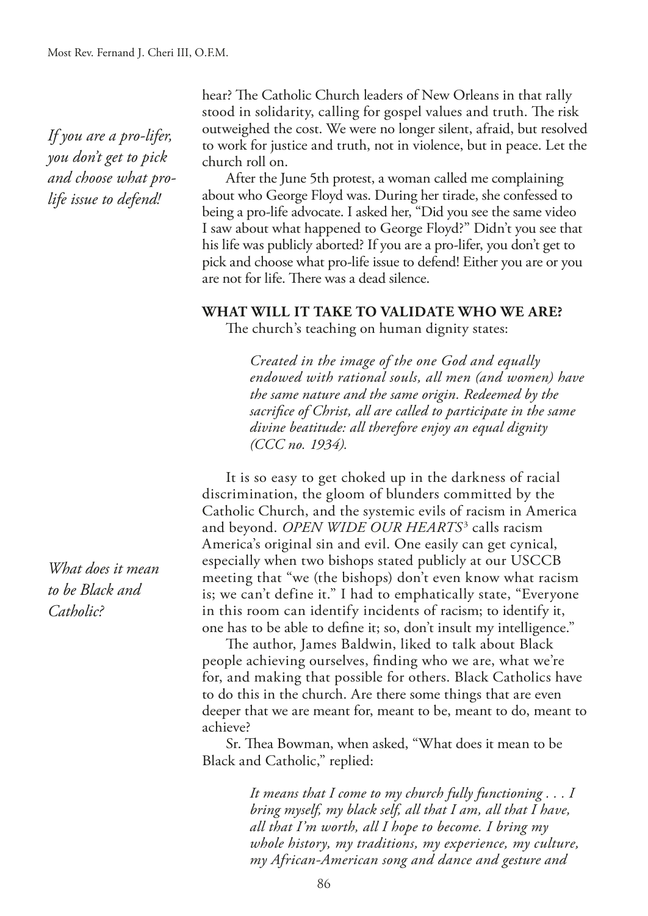hear? The Catholic Church leaders of New Orleans in that rally stood in solidarity, calling for gospel values and truth. The risk outweighed the cost. We were no longer silent, afraid, but resolved to work for justice and truth, not in violence, but in peace. Let the church roll on.

*If you are a pro-lifer, you don't get to pick and choose what pro-life issue to defend!*

After the June 5th protest, a woman called me complaining about who George Floyd was. During her tirade, she confessed to being a pro-life advocate. I asked her, "Did you see the same video I saw about what happened to George Floyd?" Didn't you see that his life was publicly aborted? If you are a pro-lifer, you don't get to pick and choose what pro-life issue to defend! Either you are or you are not for life. There was a dead silence.

**WHAT WILL IT TAKE TO VALIDATE WHO WE ARE?**

The church's teaching on human dignity states:

> *Created in the image of the one God and equally endowed with rational souls, all men (and women) have the same nature and the same origin. Redeemed by the sacrifice of Christ, all are called to participate in the same divine beatitude: all therefore enjoy an equal dignity (CCC no. 1934).*

It is so easy to get choked up in the darkness of racial discrimination, the gloom of blunders committed by the Catholic Church, and the systemic evils of racism in America and beyond. *OPEN WIDE OUR HEARTS*[3] calls racism America's original sin and evil. One easily can get cynical, especially when two bishops stated publicly at our USCCB meeting that "we (the bishops) don't even know what racism is; we can't define it." I had to emphatically state, "Everyone in this room can identify incidents of racism; to identify it, one has to be able to define it; so, don't insult my intelligence."

*What does it mean to be Black and Catholic?*

The author, James Baldwin, liked to talk about Black people achieving ourselves, finding who we are, what we're for, and making that possible for others. Black Catholics have to do this in the church. Are there some things that are even deeper that we are meant for, meant to be, meant to do, meant to achieve?

Sr. Thea Bowman, when asked, "What does it mean to be Black and Catholic," replied:

> *It means that I come to my church fully functioning . . . I bring myself, my black self, all that I am, all that I have, all that I'm worth, all I hope to become. I bring my whole history, my traditions, my experience, my culture, my African-American song and dance and gesture and*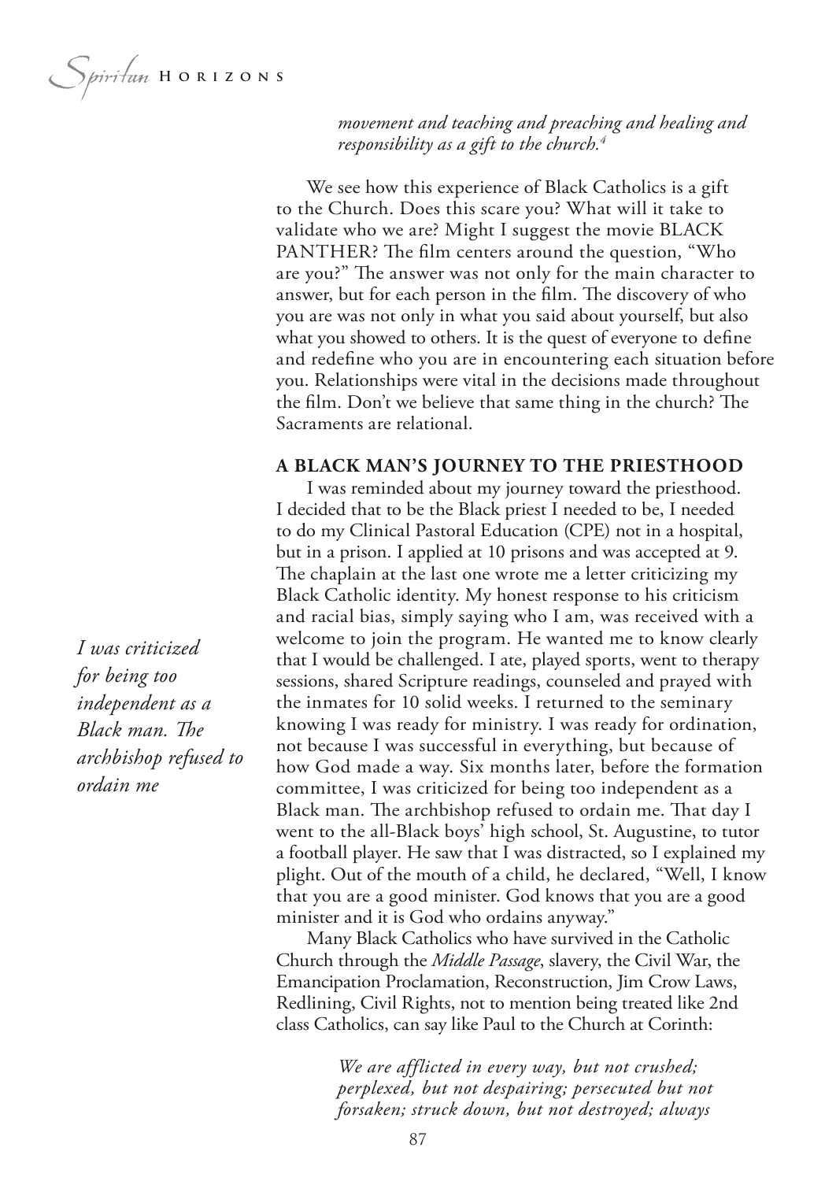*movement and teaching and preaching and healing and responsibility as a gift to the church.*[4]

We see how this experience of Black Catholics is a gift to the Church. Does this scare you? What will it take to validate who we are? Might I suggest the movie BLACK PANTHER? The film centers around the question, "Who are you?" The answer was not only for the main character to answer, but for each person in the film. The discovery of who you are was not only in what you said about yourself, but also what you showed to others. It is the quest of everyone to define and redefine who you are in encountering each situation before you. Relationships were vital in the decisions made throughout the film. Don't we believe that same thing in the church? The Sacraments are relational.

## A BLACK MAN'S JOURNEY TO THE PRIESTHOOD

I was reminded about my journey toward the priesthood. I decided that to be the Black priest I needed to be, I needed to do my Clinical Pastoral Education (CPE) not in a hospital, but in a prison. I applied at 10 prisons and was accepted at 9. The chaplain at the last one wrote me a letter criticizing my Black Catholic identity. My honest response to his criticism and racial bias, simply saying who I am, was received with a welcome to join the program. He wanted me to know clearly that I would be challenged. I ate, played sports, went to therapy sessions, shared Scripture readings, counseled and prayed with the inmates for 10 solid weeks. I returned to the seminary knowing I was ready for ministry. I was ready for ordination, not because I was successful in everything, but because of how God made a way. Six months later, before the formation committee, I was criticized for being too independent as a Black man. The archbishop refused to ordain me. That day I went to the all-Black boys' high school, St. Augustine, to tutor a football player. He saw that I was distracted, so I explained my plight. Out of the mouth of a child, he declared, "Well, I know that you are a good minister. God knows that you are a good minister and it is God who ordains anyway."

*I was criticized for being too independent as a Black man. The archbishop refused to ordain me*

Many Black Catholics who have survived in the Catholic Church through the *Middle Passage*, slavery, the Civil War, the Emancipation Proclamation, Reconstruction, Jim Crow Laws, Redlining, Civil Rights, not to mention being treated like 2nd class Catholics, can say like Paul to the Church at Corinth:

> *We are afflicted in every way, but not crushed; perplexed, but not despairing; persecuted but not forsaken; struck down, but not destroyed; always*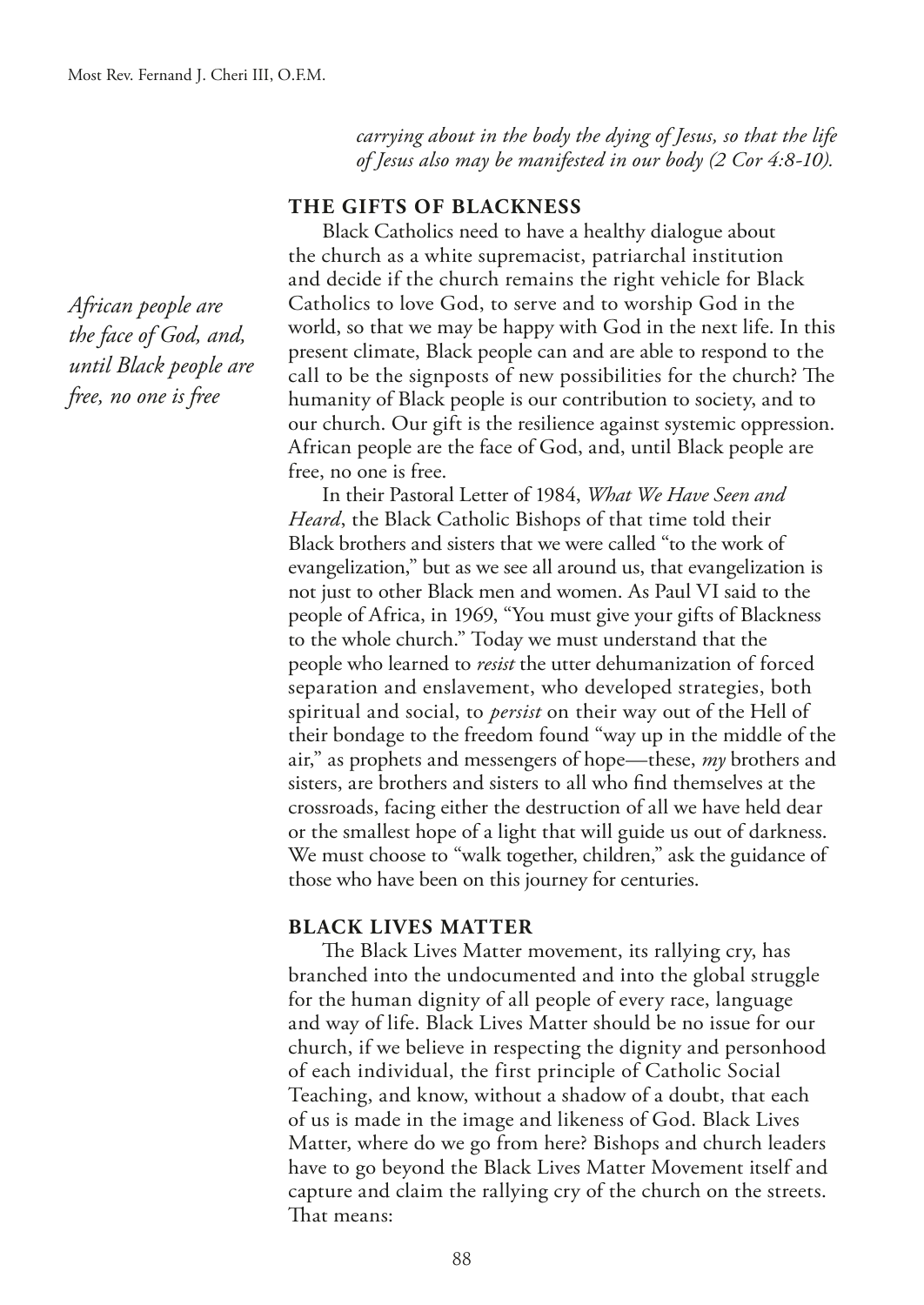*carrying about in the body the dying of Jesus, so that the life of Jesus also may be manifested in our body (2 Cor 4:8-10).*

## THE GIFTS OF BLACKNESS

*African people are the face of God, and, until Black people are free, no one is free*

Black Catholics need to have a healthy dialogue about the church as a white supremacist, patriarchal institution and decide if the church remains the right vehicle for Black Catholics to love God, to serve and to worship God in the world, so that we may be happy with God in the next life. In this present climate, Black people can and are able to respond to the call to be the signposts of new possibilities for the church? The humanity of Black people is our contribution to society, and to our church. Our gift is the resilience against systemic oppression. African people are the face of God, and, until Black people are free, no one is free.

In their Pastoral Letter of 1984, *What We Have Seen and Heard*, the Black Catholic Bishops of that time told their Black brothers and sisters that we were called "to the work of evangelization," but as we see all around us, that evangelization is not just to other Black men and women. As Paul VI said to the people of Africa, in 1969, "You must give your gifts of Blackness to the whole church." Today we must understand that the people who learned to *resist* the utter dehumanization of forced separation and enslavement, who developed strategies, both spiritual and social, to *persist* on their way out of the Hell of their bondage to the freedom found "way up in the middle of the air," as prophets and messengers of hope—these, *my* brothers and sisters, are brothers and sisters to all who find themselves at the crossroads, facing either the destruction of all we have held dear or the smallest hope of a light that will guide us out of darkness. We must choose to "walk together, children," ask the guidance of those who have been on this journey for centuries.

## BLACK LIVES MATTER

The Black Lives Matter movement, its rallying cry, has branched into the undocumented and into the global struggle for the human dignity of all people of every race, language and way of life. Black Lives Matter should be no issue for our church, if we believe in respecting the dignity and personhood of each individual, the first principle of Catholic Social Teaching, and know, without a shadow of a doubt, that each of us is made in the image and likeness of God. Black Lives Matter, where do we go from here? Bishops and church leaders have to go beyond the Black Lives Matter Movement itself and capture and claim the rallying cry of the church on the streets. That means: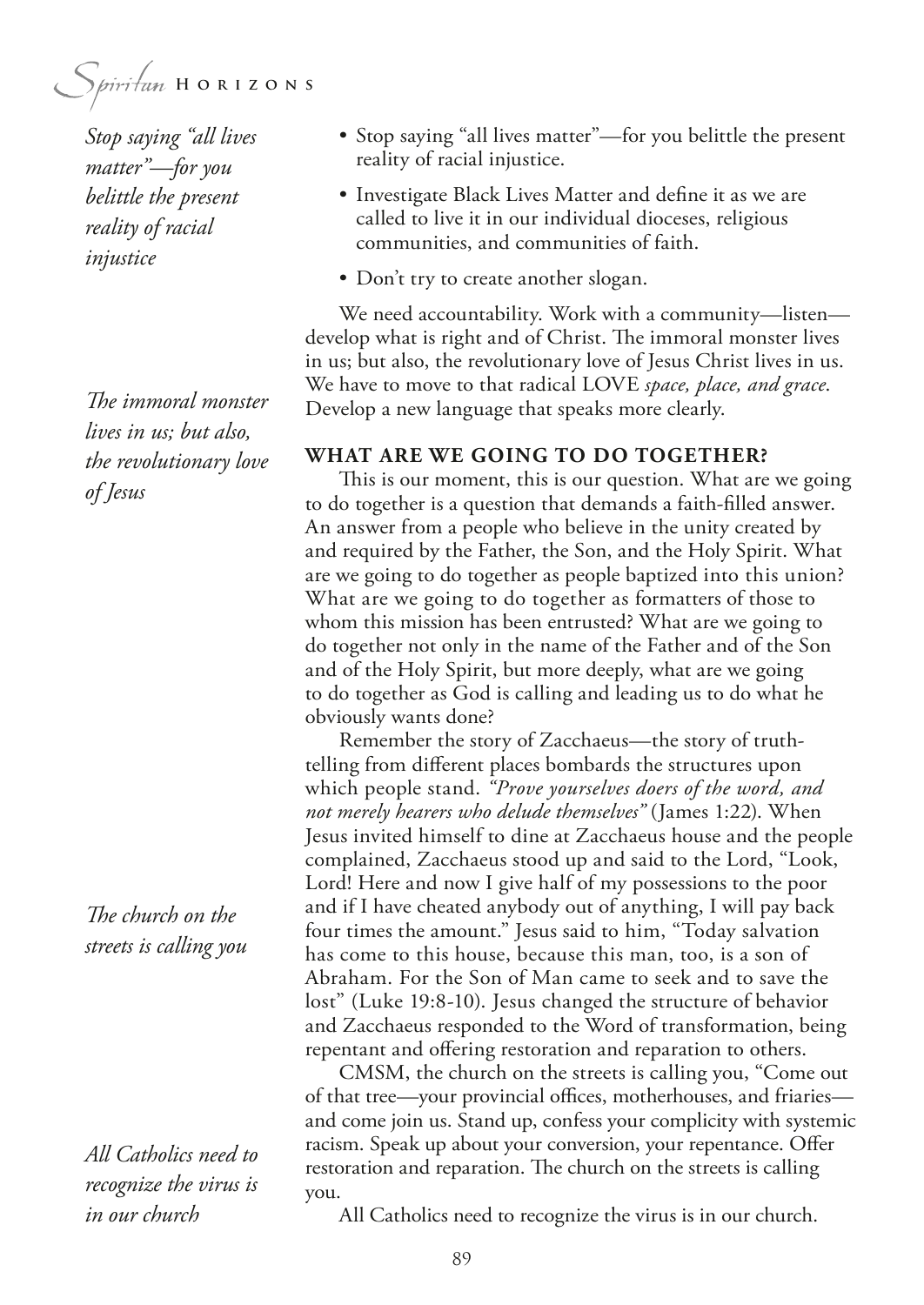- Stop saying "all lives matter"—for you belittle the present reality of racial injustice.
- Investigate Black Lives Matter and define it as we are called to live it in our individual dioceses, religious communities, and communities of faith.
- Don't try to create another slogan.

*Stop saying "all lives matter"—for you belittle the present reality of racial injustice*

We need accountability. Work with a community—listen—develop what is right and of Christ. The immoral monster lives in us; but also, the revolutionary love of Jesus Christ lives in us. We have to move to that radical LOVE *space, place, and grace*. Develop a new language that speaks more clearly.

*The immoral monster lives in us; but also, the revolutionary love of Jesus*

**WHAT ARE WE GOING TO DO TOGETHER?**

This is our moment, this is our question. What are we going to do together is a question that demands a faith-filled answer. An answer from a people who believe in the unity created by and required by the Father, the Son, and the Holy Spirit. What are we going to do together as people baptized into this union? What are we going to do together as formatters of those to whom this mission has been entrusted? What are we going to do together not only in the name of the Father and of the Son and of the Holy Spirit, but more deeply, what are we going to do together as God is calling and leading us to do what he obviously wants done?

Remember the story of Zacchaeus—the story of truth-telling from different places bombards the structures upon which people stand. *"Prove yourselves doers of the word, and not merely hearers who delude themselves"* (James 1:22). When Jesus invited himself to dine at Zacchaeus house and the people complained, Zacchaeus stood up and said to the Lord, "Look, Lord! Here and now I give half of my possessions to the poor and if I have cheated anybody out of anything, I will pay back four times the amount." Jesus said to him, "Today salvation has come to this house, because this man, too, is a son of Abraham. For the Son of Man came to seek and to save the lost" (Luke 19:8-10). Jesus changed the structure of behavior and Zacchaeus responded to the Word of transformation, being repentant and offering restoration and reparation to others.

*The church on the streets is calling you*

CMSM, the church on the streets is calling you, "Come out of that tree—your provincial offices, motherhouses, and friaries—and come join us. Stand up, confess your complicity with systemic racism. Speak up about your conversion, your repentance. Offer restoration and reparation. The church on the streets is calling you.

*All Catholics need to recognize the virus is in our church*

All Catholics need to recognize the virus is in our church.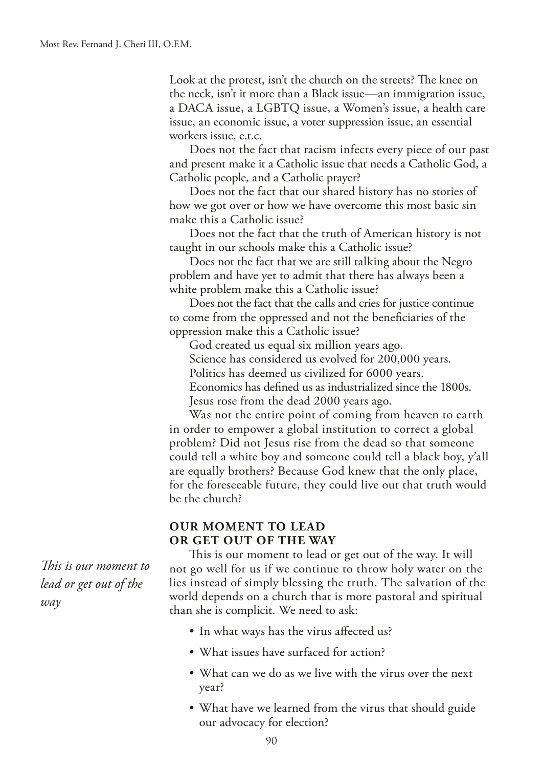Look at the protest, isn't the church on the streets? The knee on the neck, isn't it more than a Black issue—an immigration issue, a DACA issue, a LGBTQ issue, a Women's issue, a health care issue, an economic issue, a voter suppression issue, an essential workers issue, e.t.c.

Does not the fact that racism infects every piece of our past and present make it a Catholic issue that needs a Catholic God, a Catholic people, and a Catholic prayer?

Does not the fact that our shared history has no stories of how we got over or how we have overcome this most basic sin make this a Catholic issue?

Does not the fact that the truth of American history is not taught in our schools make this a Catholic issue?

Does not the fact that we are still talking about the Negro problem and have yet to admit that there has always been a white problem make this a Catholic issue?

Does not the fact that the calls and cries for justice continue to come from the oppressed and not the beneficiaries of the oppression make this a Catholic issue?

God created us equal six million years ago.

Science has considered us evolved for 200,000 years.

Politics has deemed us civilized for 6000 years.

Economics has defined us as industrialized since the 1800s.

Jesus rose from the dead 2000 years ago.

Was not the entire point of coming from heaven to earth in order to empower a global institution to correct a global problem? Did not Jesus rise from the dead so that someone could tell a white boy and someone could tell a black boy, y'all are equally brothers? Because God knew that the only place, for the foreseeable future, they could live out that truth would be the church?

## OUR MOMENT TO LEAD OR GET OUT OF THE WAY

*This is our moment to lead or get out of the way*

This is our moment to lead or get out of the way. It will not go well for us if we continue to throw holy water on the lies instead of simply blessing the truth. The salvation of the world depends on a church that is more pastoral and spiritual than she is complicit. We need to ask:

- In what ways has the virus affected us?
- What issues have surfaced for action?
- What can we do as we live with the virus over the next year?
- What have we learned from the virus that should guide our advocacy for election?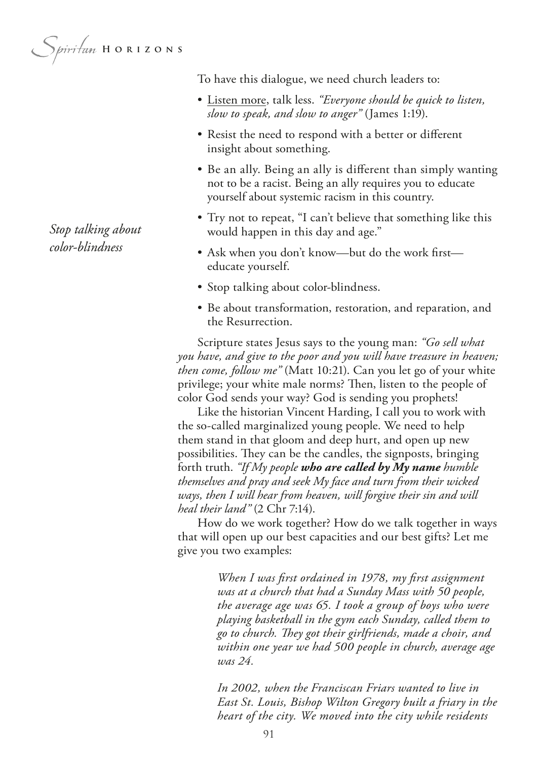To have this dialogue, we need church leaders to:

- Listen more, talk less. *"Everyone should be quick to listen, slow to speak, and slow to anger"* (James 1:19).
- Resist the need to respond with a better or different insight about something.
- Be an ally. Being an ally is different than simply wanting not to be a racist. Being an ally requires you to educate yourself about systemic racism in this country.
- Try not to repeat, "I can't believe that something like this would happen in this day and age."
- Ask when you don't know—but do the work first—educate yourself.
- Stop talking about color-blindness.
- Be about transformation, restoration, and reparation, and the Resurrection.

*Stop talking about color-blindness*

Scripture states Jesus says to the young man: *"Go sell what you have, and give to the poor and you will have treasure in heaven; then come, follow me"* (Matt 10:21). Can you let go of your white privilege; your white male norms? Then, listen to the people of color God sends your way? God is sending you prophets!

Like the historian Vincent Harding, I call you to work with the so-called marginalized young people. We need to help them stand in that gloom and deep hurt, and open up new possibilities. They can be the candles, the signposts, bringing forth truth. *"If My people **who are called by My name** humble themselves and pray and seek My face and turn from their wicked ways, then I will hear from heaven, will forgive their sin and will heal their land"* (2 Chr 7:14).

How do we work together? How do we talk together in ways that will open up our best capacities and our best gifts? Let me give you two examples:

> *When I was first ordained in 1978, my first assignment was at a church that had a Sunday Mass with 50 people, the average age was 65. I took a group of boys who were playing basketball in the gym each Sunday, called them to go to church. They got their girlfriends, made a choir, and within one year we had 500 people in church, average age was 24.*
>
> *In 2002, when the Franciscan Friars wanted to live in East St. Louis, Bishop Wilton Gregory built a friary in the heart of the city. We moved into the city while residents*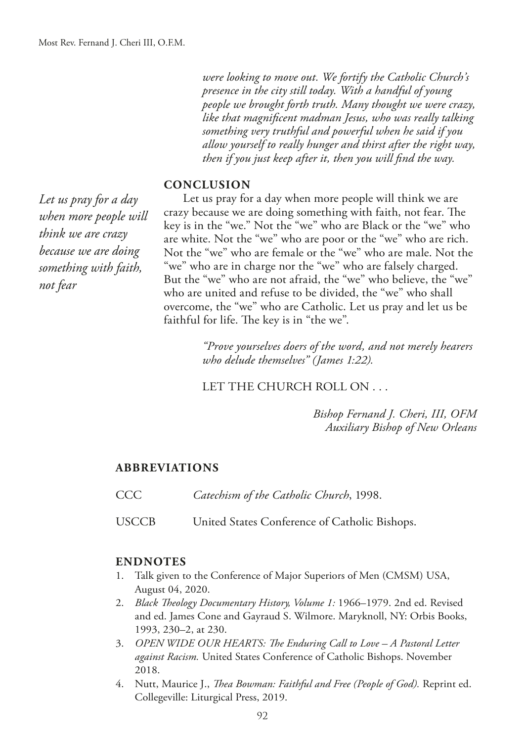*were looking to move out. We fortify the Catholic Church's presence in the city still today. With a handful of young people we brought forth truth. Many thought we were crazy, like that magnificent madman Jesus, who was really talking something very truthful and powerful when he said if you allow yourself to really hunger and thirst after the right way, then if you just keep after it, then you will find the way.*

## CONCLUSION

*Let us pray for a day when more people will think we are crazy because we are doing something with faith, not fear*

Let us pray for a day when more people will think we are crazy because we are doing something with faith, not fear. The key is in the "we." Not the "we" who are Black or the "we" who are white. Not the "we" who are poor or the "we" who are rich. Not the "we" who are female or the "we" who are male. Not the "we" who are in charge nor the "we" who are falsely charged. But the "we" who are not afraid, the "we" who believe, the "we" who are united and refuse to be divided, the "we" who shall overcome, the "we" who are Catholic. Let us pray and let us be faithful for life. The key is in "the we".

*"Prove yourselves doers of the word, and not merely hearers who delude themselves" (James 1:22).*

LET THE CHURCH ROLL ON . . .

*Bishop Fernand J. Cheri, III, OFM*
*Auxiliary Bishop of New Orleans*

## ABBREVIATIONS

| | |
|---|---|
| CCC | *Catechism of the Catholic Church*, 1998. |
| USCCB | United States Conference of Catholic Bishops. |

## ENDNOTES

1. Talk given to the Conference of Major Superiors of Men (CMSM) USA, August 04, 2020.
2. *Black Theology Documentary History, Volume 1:* 1966–1979. 2nd ed. Revised and ed. James Cone and Gayraud S. Wilmore. Maryknoll, NY: Orbis Books, 1993, 230–2, at 230.
3. *OPEN WIDE OUR HEARTS: The Enduring Call to Love – A Pastoral Letter against Racism.* United States Conference of Catholic Bishops. November 2018.
4. Nutt, Maurice J., *Thea Bowman: Faithful and Free (People of God).* Reprint ed. Collegeville: Liturgical Press, 2019.